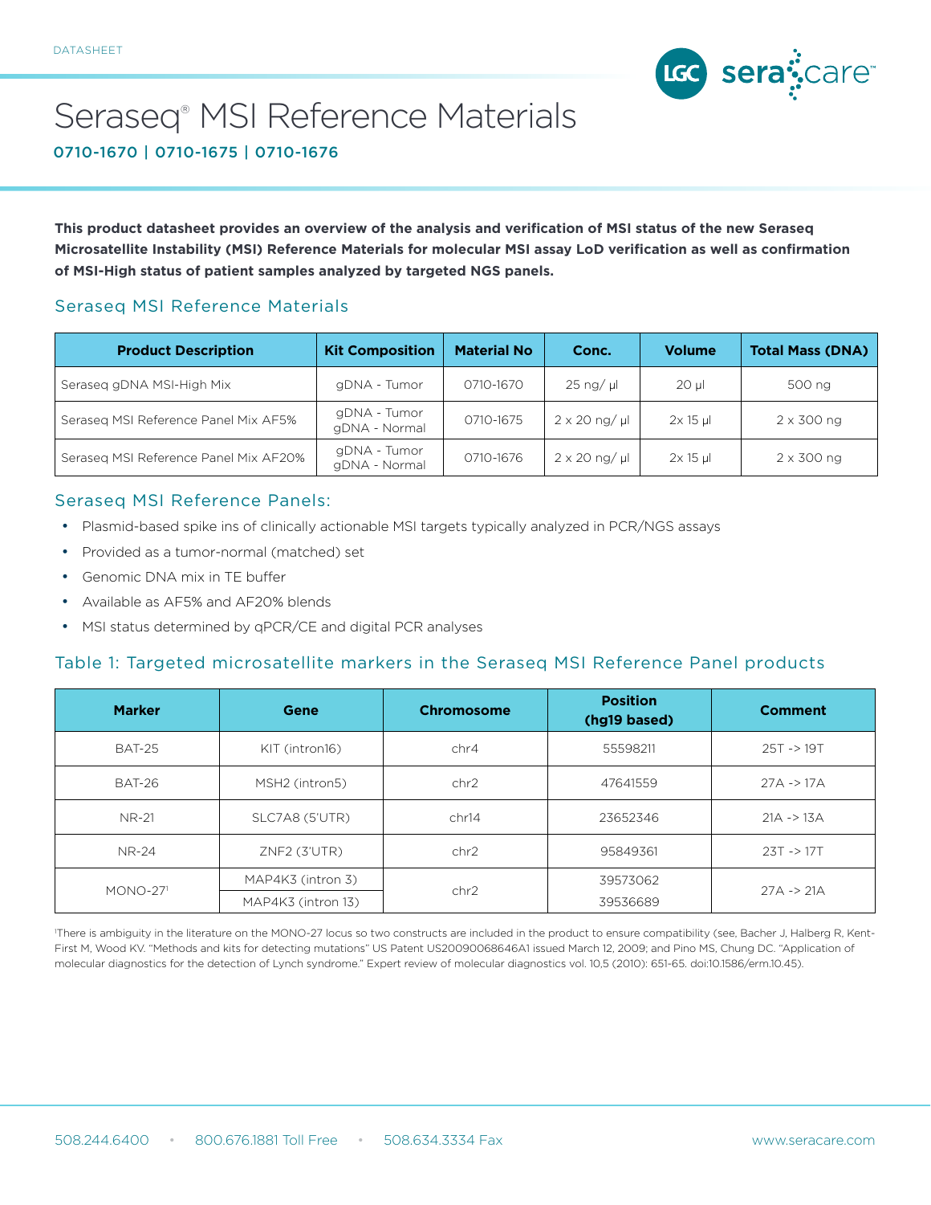DATASHEET

# Seraseq® MSI Reference Materials

0710-1670 | 0710-1675 | 0710-1676

**This product datasheet provides an overview of the analysis and verification of MSI status of the new Seraseq Microsatellite Instability (MSI) Reference Materials for molecular MSI assay LoD verification as well as confirmation of MSI-High status of patient samples analyzed by targeted NGS panels.**

## Seraseq MSI Reference Materials

| Product Description | Kit Composition | Material No | Conc. | Volume | Total Mass (DNA) |
|---|---|---|---|---|---|
| Seraseq gDNA MSI-High Mix | gDNA - Tumor | 0710-1670 | 25 ng/ µl | 20 µl | 500 ng |
| Seraseq MSI Reference Panel Mix AF5% | gDNA - Tumor<br>gDNA - Normal | 0710-1675 | 2 x 20 ng/ µl | 2x 15 µl | 2 x 300 ng |
| Seraseq MSI Reference Panel Mix AF20% | gDNA - Tumor<br>gDNA - Normal | 0710-1676 | 2 x 20 ng/ µl | 2x 15 µl | 2 x 300 ng |

## Seraseq MSI Reference Panels:

- Plasmid-based spike ins of clinically actionable MSI targets typically analyzed in PCR/NGS assays
- Provided as a tumor-normal (matched) set
- Genomic DNA mix in TE buffer
- Available as AF5% and AF20% blends
- MSI status determined by qPCR/CE and digital PCR analyses

## Table 1: Targeted microsatellite markers in the Seraseq MSI Reference Panel products

| Marker | Gene | Chromosome | Position (hg19 based) | Comment |
|---|---|---|---|---|
| BAT-25 | KIT (intron16) | chr4 | 55598211 | 25T -> 19T |
| BAT-26 | MSH2 (intron5) | chr2 | 47641559 | 27A -> 17A |
| NR-21 | SLC7A8 (5'UTR) | chr14 | 23652346 | 21A -> 13A |
| NR-24 | ZNF2 (3'UTR) | chr2 | 95849361 | 23T -> 17T |
| MONO-27[1] | MAP4K3 (intron 3) | chr2 | 39573062 | 27A -> 21A |
| | MAP4K3 (intron 13) | | 39536689 | |

[1]There is ambiguity in the literature on the MONO-27 locus so two constructs are included in the product to ensure compatibility (see, Bacher J, Halberg R, Kent-First M, Wood KV. "Methods and kits for detecting mutations" US Patent US20090068646A1 issued March 12, 2009; and Pino MS, Chung DC. "Application of molecular diagnostics for the detection of Lynch syndrome." Expert review of molecular diagnostics vol. 10,5 (2010): 651-65. doi:10.1586/erm.10.45).

508.244.6400 • 800.676.1881 Toll Free • 508.634.3334 Fax www.seracare.com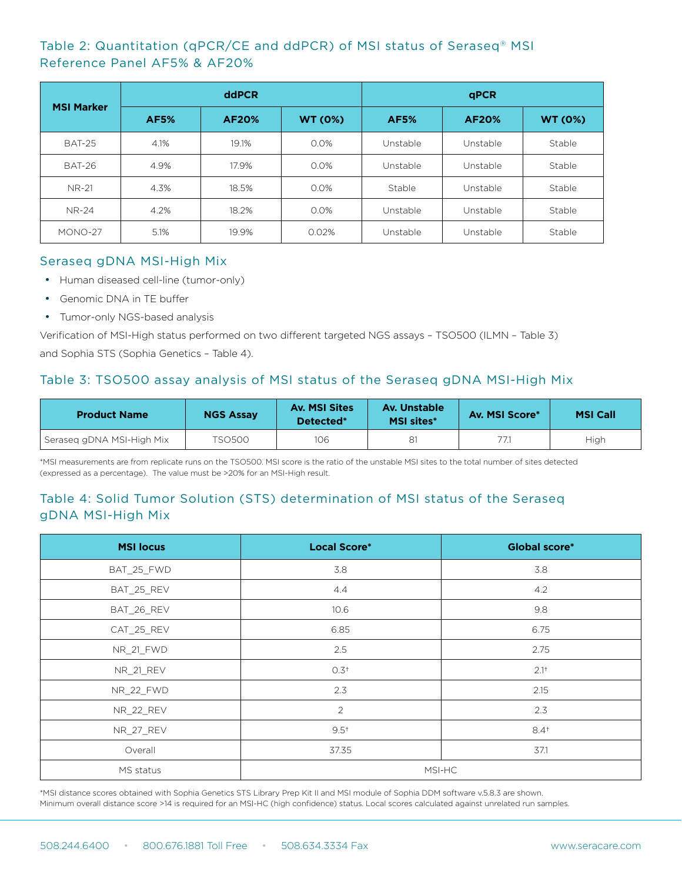## Table 2: Quantitation (qPCR/CE and ddPCR) of MSI status of Seraseq® MSI Reference Panel AF5% & AF20%

| MSI Marker | ddPCR | | | qPCR | | |
|---|---|---|---|---|---|---|
| | AF5% | AF20% | WT (0%) | AF5% | AF20% | WT (0%) |
| BAT-25 | 4.1% | 19.1% | 0.0% | Unstable | Unstable | Stable |
| BAT-26 | 4.9% | 17.9% | 0.0% | Unstable | Unstable | Stable |
| NR-21 | 4.3% | 18.5% | 0.0% | Stable | Unstable | Stable |
| NR-24 | 4.2% | 18.2% | 0.0% | Unstable | Unstable | Stable |
| MONO-27 | 5.1% | 19.9% | 0.02% | Unstable | Unstable | Stable |

## Seraseq gDNA MSI-High Mix

- Human diseased cell-line (tumor-only)
- Genomic DNA in TE buffer
- Tumor-only NGS-based analysis

Verification of MSI-High status performed on two different targeted NGS assays – TSO500 (ILMN – Table 3) and Sophia STS (Sophia Genetics – Table 4).

## Table 3: TSO500 assay analysis of MSI status of the Seraseq gDNA MSI-High Mix

| Product Name | NGS Assay | Av. MSI Sites Detected* | Av. Unstable MSI sites* | Av. MSI Score* | MSI Call |
|---|---|---|---|---|---|
| Seraseq gDNA MSI-High Mix | TSO500 | 106 | 81 | 77.1 | High |

*MSI measurements are from replicate runs on the TSO500. MSI score is the ratio of the unstable MSI sites to the total number of sites detected (expressed as a percentage). The value must be >20% for an MSI-High result.

## Table 4: Solid Tumor Solution (STS) determination of MSI status of the Seraseq gDNA MSI-High Mix

| MSI locus | Local Score* | Global score* |
|---|---|---|
| BAT_25_FWD | 3.8 | 3.8 |
| BAT_25_REV | 4.4 | 4.2 |
| BAT_26_REV | 10.6 | 9.8 |
| CAT_25_REV | 6.85 | 6.75 |
| NR_21_FWD | 2.5 | 2.75 |
| NR_21_REV | 0.3† | 2.1† |
| NR_22_FWD | 2.3 | 2.15 |
| NR_22_REV | 2 | 2.3 |
| NR_27_REV | 9.5† | 8.4† |
| Overall | 37.35 | 37.1 |
| MS status | MSI-HC | |

*MSI distance scores obtained with Sophia Genetics STS Library Prep Kit II and MSI module of Sophia DDM software v.5.8.3 are shown. Minimum overall distance score >14 is required for an MSI-HC (high confidence) status. Local scores calculated against unrelated run samples.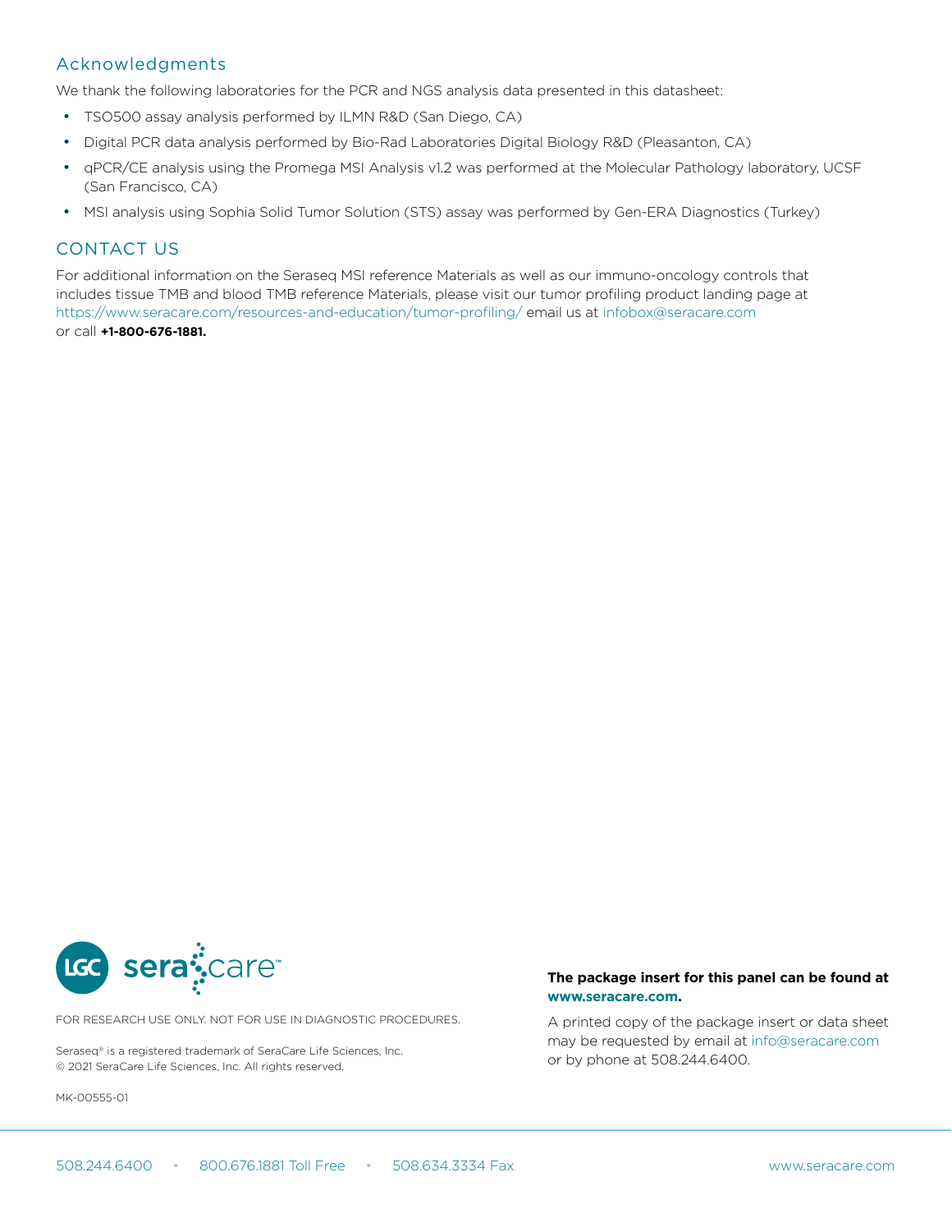## Acknowledgments

We thank the following laboratories for the PCR and NGS analysis data presented in this datasheet:

- TSO500 assay analysis performed by ILMN R&D (San Diego, CA)
- Digital PCR data analysis performed by Bio-Rad Laboratories Digital Biology R&D (Pleasanton, CA)
- qPCR/CE analysis using the Promega MSI Analysis v1.2 was performed at the Molecular Pathology laboratory, UCSF (San Francisco, CA)
- MSI analysis using Sophia Solid Tumor Solution (STS) assay was performed by Gen-ERA Diagnostics (Turkey)

## CONTACT US

For additional information on the Seraseq MSI reference Materials as well as our immuno-oncology controls that includes tissue TMB and blood TMB reference Materials, please visit our tumor profiling product landing page at https://www.seracare.com/resources-and-education/tumor-profiling/ email us at infobox@seracare.com or call **+1-800-676-1881.**

FOR RESEARCH USE ONLY. NOT FOR USE IN DIAGNOSTIC PROCEDURES.

Seraseq® is a registered trademark of SeraCare Life Sciences, Inc.
© 2021 SeraCare Life Sciences, Inc. All rights reserved.

MK-00555-01

**The package insert for this panel can be found at www.seracare.com.**

A printed copy of the package insert or data sheet may be requested by email at info@seracare.com or by phone at 508.244.6400.

508.244.6400 • 800.676.1881 Toll Free • 508.634.3334 Fax www.seracare.com